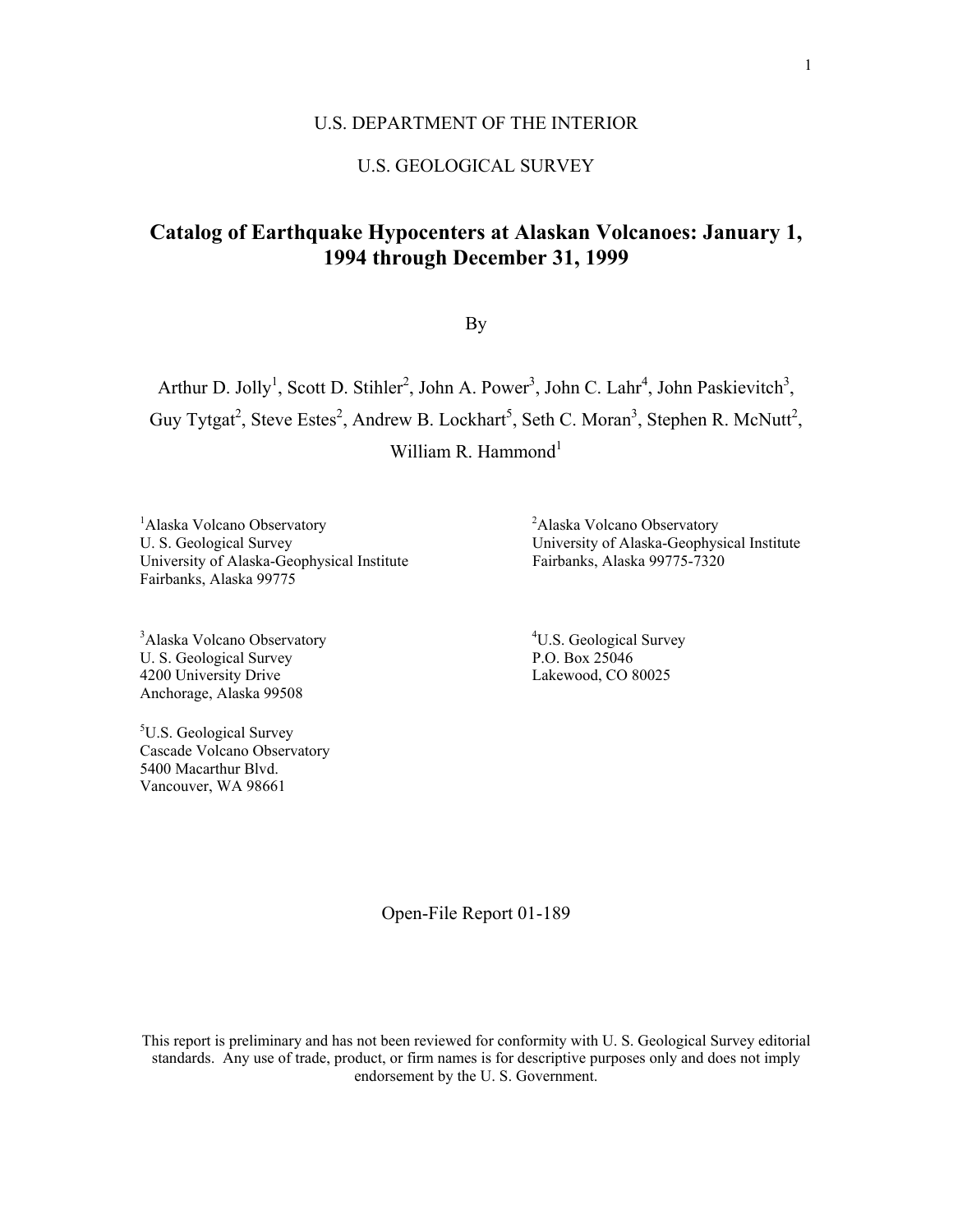U.S. DEPARTMENT OF THE INTERIOR

U.S. GEOLOGICAL SURVEY

# Catalog of Earthquake Hypocenters at Alaskan Volcanoes: January 1, 1994 through December 31, 1999

By

Arthur D. Jolly[1], Scott D. Stihler[2], John A. Power[3], John C. Lahr[4], John Paskievitch[3], Guy Tytgat[2], Steve Estes[2], Andrew B. Lockhart[5], Seth C. Moran[3], Stephen R. McNutt[2], William R. Hammond[1]

[1]Alaska Volcano Observatory
U. S. Geological Survey
University of Alaska-Geophysical Institute
Fairbanks, Alaska 99775

[2]Alaska Volcano Observatory
University of Alaska-Geophysical Institute
Fairbanks, Alaska 99775-7320

[3]Alaska Volcano Observatory
U. S. Geological Survey
4200 University Drive
Anchorage, Alaska 99508

[4]U.S. Geological Survey
P.O. Box 25046
Lakewood, CO 80025

[5]U.S. Geological Survey
Cascade Volcano Observatory
5400 Macarthur Blvd.
Vancouver, WA 98661

Open-File Report 01-189

This report is preliminary and has not been reviewed for conformity with U. S. Geological Survey editorial standards. Any use of trade, product, or firm names is for descriptive purposes only and does not imply endorsement by the U. S. Government.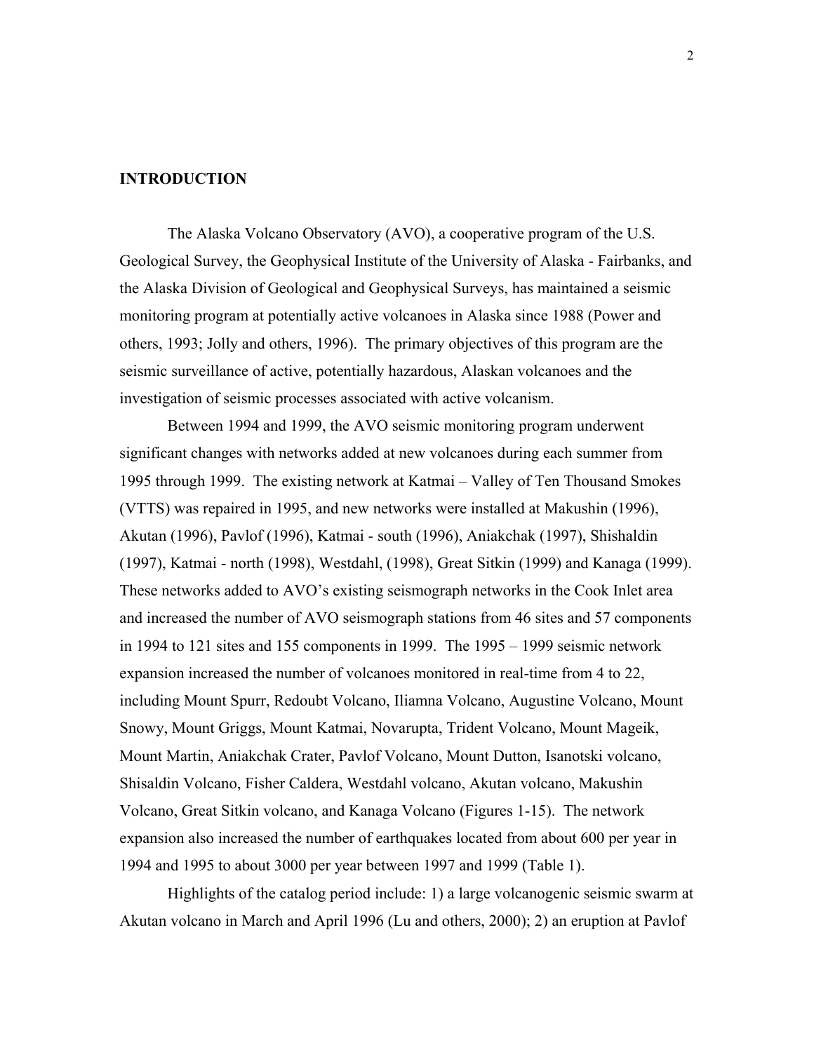## INTRODUCTION

The Alaska Volcano Observatory (AVO), a cooperative program of the U.S. Geological Survey, the Geophysical Institute of the University of Alaska - Fairbanks, and the Alaska Division of Geological and Geophysical Surveys, has maintained a seismic monitoring program at potentially active volcanoes in Alaska since 1988 (Power and others, 1993; Jolly and others, 1996). The primary objectives of this program are the seismic surveillance of active, potentially hazardous, Alaskan volcanoes and the investigation of seismic processes associated with active volcanism.

Between 1994 and 1999, the AVO seismic monitoring program underwent significant changes with networks added at new volcanoes during each summer from 1995 through 1999. The existing network at Katmai – Valley of Ten Thousand Smokes (VTTS) was repaired in 1995, and new networks were installed at Makushin (1996), Akutan (1996), Pavlof (1996), Katmai - south (1996), Aniakchak (1997), Shishaldin (1997), Katmai - north (1998), Westdahl, (1998), Great Sitkin (1999) and Kanaga (1999). These networks added to AVO's existing seismograph networks in the Cook Inlet area and increased the number of AVO seismograph stations from 46 sites and 57 components in 1994 to 121 sites and 155 components in 1999. The 1995 – 1999 seismic network expansion increased the number of volcanoes monitored in real-time from 4 to 22, including Mount Spurr, Redoubt Volcano, Iliamna Volcano, Augustine Volcano, Mount Snowy, Mount Griggs, Mount Katmai, Novarupta, Trident Volcano, Mount Mageik, Mount Martin, Aniakchak Crater, Pavlof Volcano, Mount Dutton, Isanotski volcano, Shisaldin Volcano, Fisher Caldera, Westdahl volcano, Akutan volcano, Makushin Volcano, Great Sitkin volcano, and Kanaga Volcano (Figures 1-15). The network expansion also increased the number of earthquakes located from about 600 per year in 1994 and 1995 to about 3000 per year between 1997 and 1999 (Table 1).

Highlights of the catalog period include: 1) a large volcanogenic seismic swarm at Akutan volcano in March and April 1996 (Lu and others, 2000); 2) an eruption at Pavlof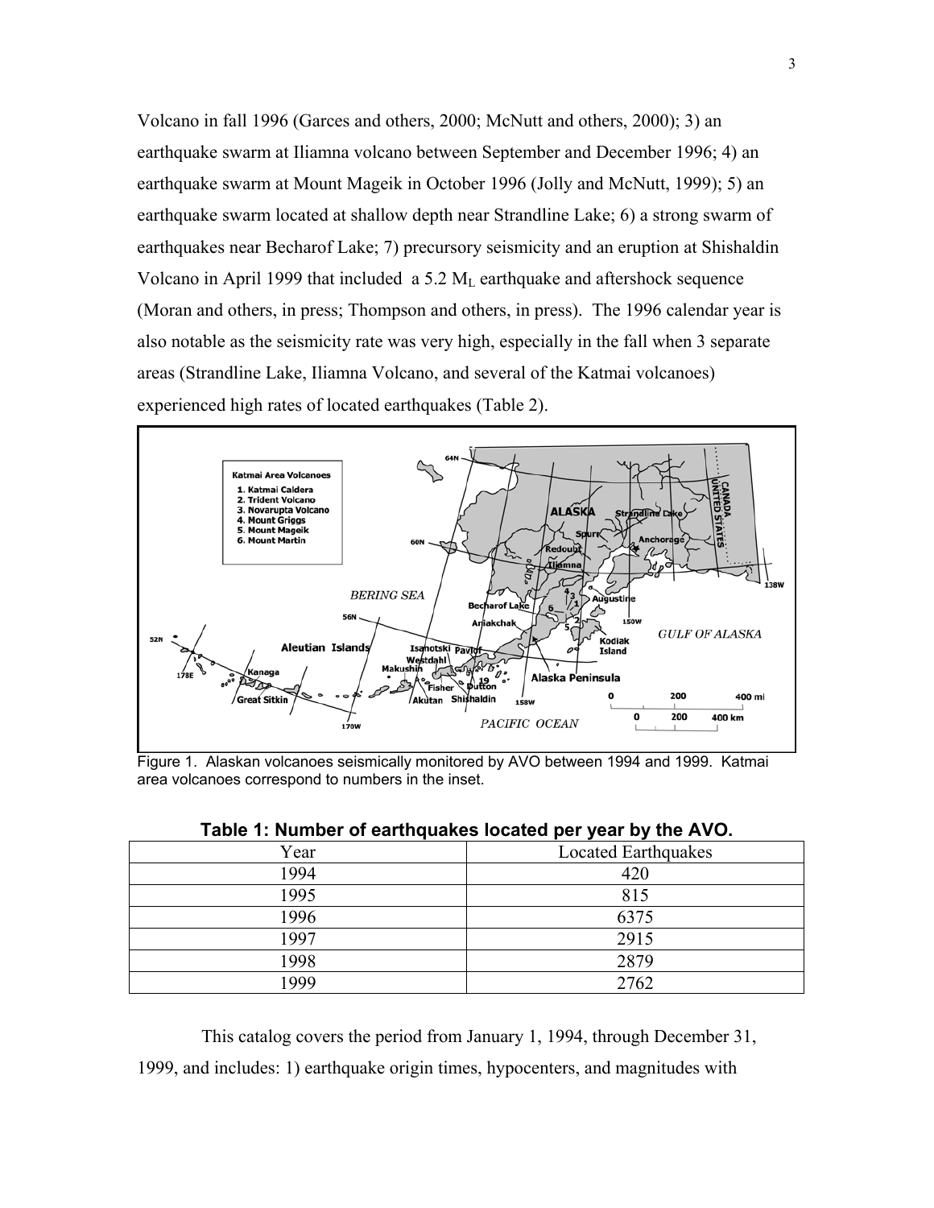Volcano in fall 1996 (Garces and others, 2000; McNutt and others, 2000); 3) an earthquake swarm at Iliamna volcano between September and December 1996; 4) an earthquake swarm at Mount Mageik in October 1996 (Jolly and McNutt, 1999); 5) an earthquake swarm located at shallow depth near Strandline Lake; 6) a strong swarm of earthquakes near Becharof Lake; 7) precursory seismicity and an eruption at Shishaldin Volcano in April 1999 that included a 5.2 $M_L$ earthquake and aftershock sequence (Moran and others, in press; Thompson and others, in press). The 1996 calendar year is also notable as the seismicity rate was very high, especially in the fall when 3 separate areas (Strandline Lake, Iliamna Volcano, and several of the Katmai volcanoes) experienced high rates of located earthquakes (Table 2).

Figure 1. Alaskan volcanoes seismically monitored by AVO between 1994 and 1999. Katmai area volcanoes correspond to numbers in the inset.

**Table 1: Number of earthquakes located per year by the AVO.**

| Year | Located Earthquakes |
|---|---|
| 1994 | 420 |
| 1995 | 815 |
| 1996 | 6375 |
| 1997 | 2915 |
| 1998 | 2879 |
| 1999 | 2762 |

This catalog covers the period from January 1, 1994, through December 31, 1999, and includes: 1) earthquake origin times, hypocenters, and magnitudes with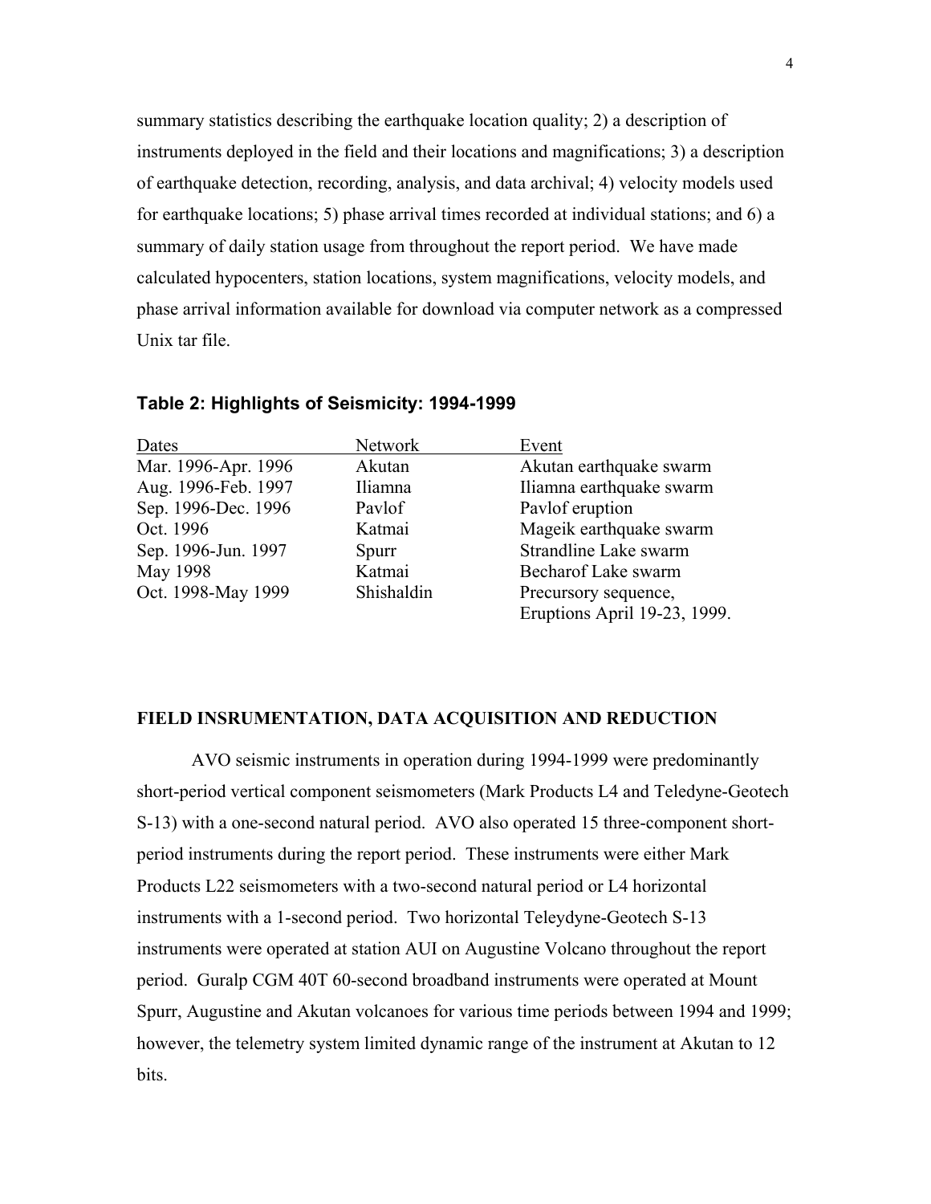summary statistics describing the earthquake location quality; 2) a description of instruments deployed in the field and their locations and magnifications; 3) a description of earthquake detection, recording, analysis, and data archival; 4) velocity models used for earthquake locations; 5) phase arrival times recorded at individual stations; and 6) a summary of daily station usage from throughout the report period. We have made calculated hypocenters, station locations, system magnifications, velocity models, and phase arrival information available for download via computer network as a compressed Unix tar file.

**Table 2: Highlights of Seismicity: 1994-1999**

| Dates | Network | Event |
|---|---|---|
| Mar. 1996-Apr. 1996 | Akutan | Akutan earthquake swarm |
| Aug. 1996-Feb. 1997 | Iliamna | Iliamna earthquake swarm |
| Sep. 1996-Dec. 1996 | Pavlof | Pavlof eruption |
| Oct. 1996 | Katmai | Mageik earthquake swarm |
| Sep. 1996-Jun. 1997 | Spurr | Strandline Lake swarm |
| May 1998 | Katmai | Becharof Lake swarm |
| Oct. 1998-May 1999 | Shishaldin | Precursory sequence, Eruptions April 19-23, 1999. |

## FIELD INSRUMENTATION, DATA ACQUISITION AND REDUCTION

AVO seismic instruments in operation during 1994-1999 were predominantly short-period vertical component seismometers (Mark Products L4 and Teledyne-Geotech S-13) with a one-second natural period. AVO also operated 15 three-component short-period instruments during the report period. These instruments were either Mark Products L22 seismometers with a two-second natural period or L4 horizontal instruments with a 1-second period. Two horizontal Teleydyne-Geotech S-13 instruments were operated at station AUI on Augustine Volcano throughout the report period. Guralp CGM 40T 60-second broadband instruments were operated at Mount Spurr, Augustine and Akutan volcanoes for various time periods between 1994 and 1999; however, the telemetry system limited dynamic range of the instrument at Akutan to 12 bits.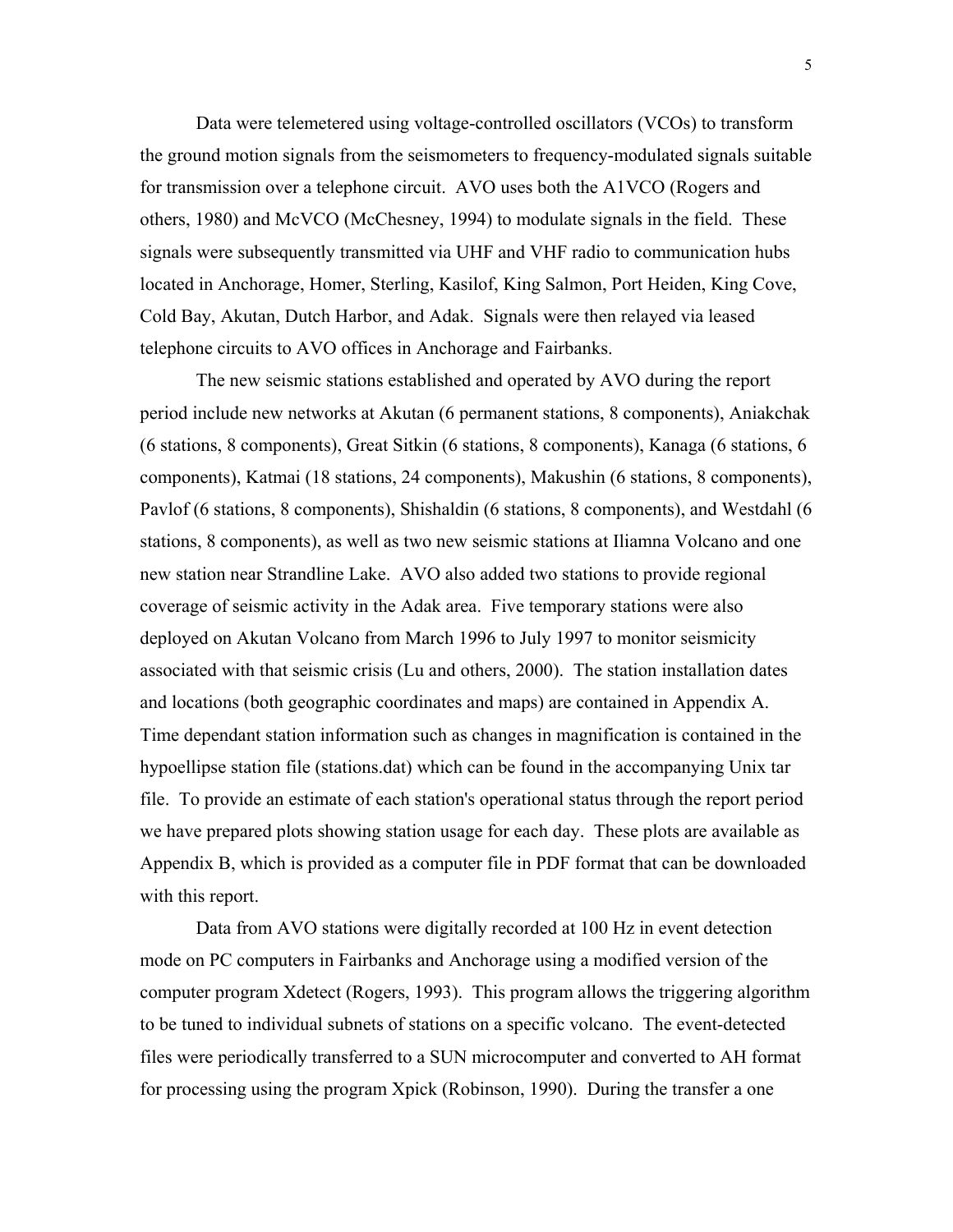Data were telemetered using voltage-controlled oscillators (VCOs) to transform the ground motion signals from the seismometers to frequency-modulated signals suitable for transmission over a telephone circuit. AVO uses both the A1VCO (Rogers and others, 1980) and McVCO (McChesney, 1994) to modulate signals in the field. These signals were subsequently transmitted via UHF and VHF radio to communication hubs located in Anchorage, Homer, Sterling, Kasilof, King Salmon, Port Heiden, King Cove, Cold Bay, Akutan, Dutch Harbor, and Adak. Signals were then relayed via leased telephone circuits to AVO offices in Anchorage and Fairbanks.

The new seismic stations established and operated by AVO during the report period include new networks at Akutan (6 permanent stations, 8 components), Aniakchak (6 stations, 8 components), Great Sitkin (6 stations, 8 components), Kanaga (6 stations, 6 components), Katmai (18 stations, 24 components), Makushin (6 stations, 8 components), Pavlof (6 stations, 8 components), Shishaldin (6 stations, 8 components), and Westdahl (6 stations, 8 components), as well as two new seismic stations at Iliamna Volcano and one new station near Strandline Lake. AVO also added two stations to provide regional coverage of seismic activity in the Adak area. Five temporary stations were also deployed on Akutan Volcano from March 1996 to July 1997 to monitor seismicity associated with that seismic crisis (Lu and others, 2000). The station installation dates and locations (both geographic coordinates and maps) are contained in Appendix A. Time dependant station information such as changes in magnification is contained in the hypoellipse station file (stations.dat) which can be found in the accompanying Unix tar file. To provide an estimate of each station's operational status through the report period we have prepared plots showing station usage for each day. These plots are available as Appendix B, which is provided as a computer file in PDF format that can be downloaded with this report.

Data from AVO stations were digitally recorded at 100 Hz in event detection mode on PC computers in Fairbanks and Anchorage using a modified version of the computer program Xdetect (Rogers, 1993). This program allows the triggering algorithm to be tuned to individual subnets of stations on a specific volcano. The event-detected files were periodically transferred to a SUN microcomputer and converted to AH format for processing using the program Xpick (Robinson, 1990). During the transfer a one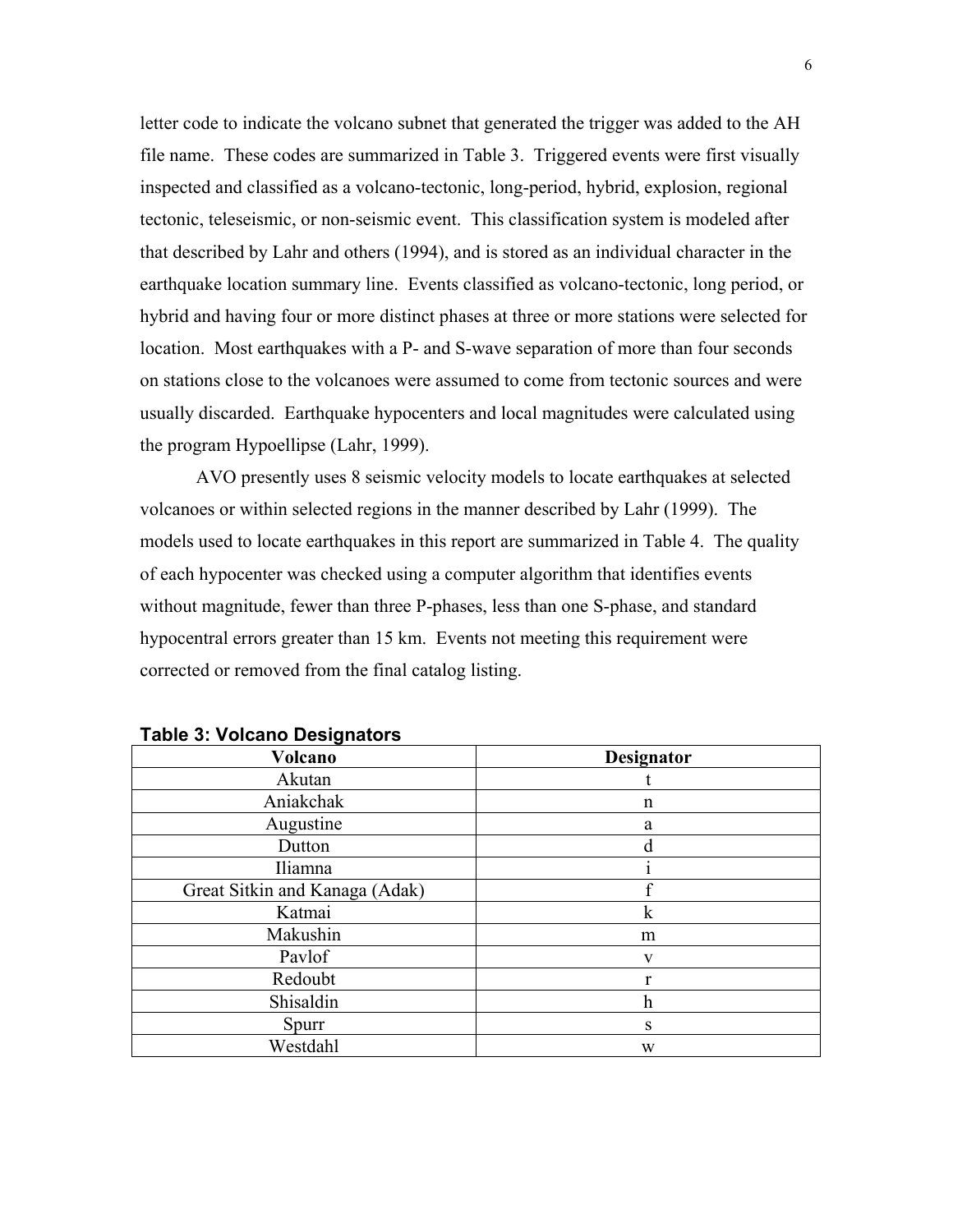letter code to indicate the volcano subnet that generated the trigger was added to the AH file name. These codes are summarized in Table 3. Triggered events were first visually inspected and classified as a volcano-tectonic, long-period, hybrid, explosion, regional tectonic, teleseismic, or non-seismic event. This classification system is modeled after that described by Lahr and others (1994), and is stored as an individual character in the earthquake location summary line. Events classified as volcano-tectonic, long period, or hybrid and having four or more distinct phases at three or more stations were selected for location. Most earthquakes with a P- and S-wave separation of more than four seconds on stations close to the volcanoes were assumed to come from tectonic sources and were usually discarded. Earthquake hypocenters and local magnitudes were calculated using the program Hypoellipse (Lahr, 1999).

AVO presently uses 8 seismic velocity models to locate earthquakes at selected volcanoes or within selected regions in the manner described by Lahr (1999). The models used to locate earthquakes in this report are summarized in Table 4. The quality of each hypocenter was checked using a computer algorithm that identifies events without magnitude, fewer than three P-phases, less than one S-phase, and standard hypocentral errors greater than 15 km. Events not meeting this requirement were corrected or removed from the final catalog listing.

**Table 3: Volcano Designators**

| Volcano | Designator |
|---|---|
| Akutan | t |
| Aniakchak | n |
| Augustine | a |
| Dutton | d |
| Iliamna | i |
| Great Sitkin and Kanaga (Adak) | f |
| Katmai | k |
| Makushin | m |
| Pavlof | v |
| Redoubt | r |
| Shisaldin | h |
| Spurr | s |
| Westdahl | w |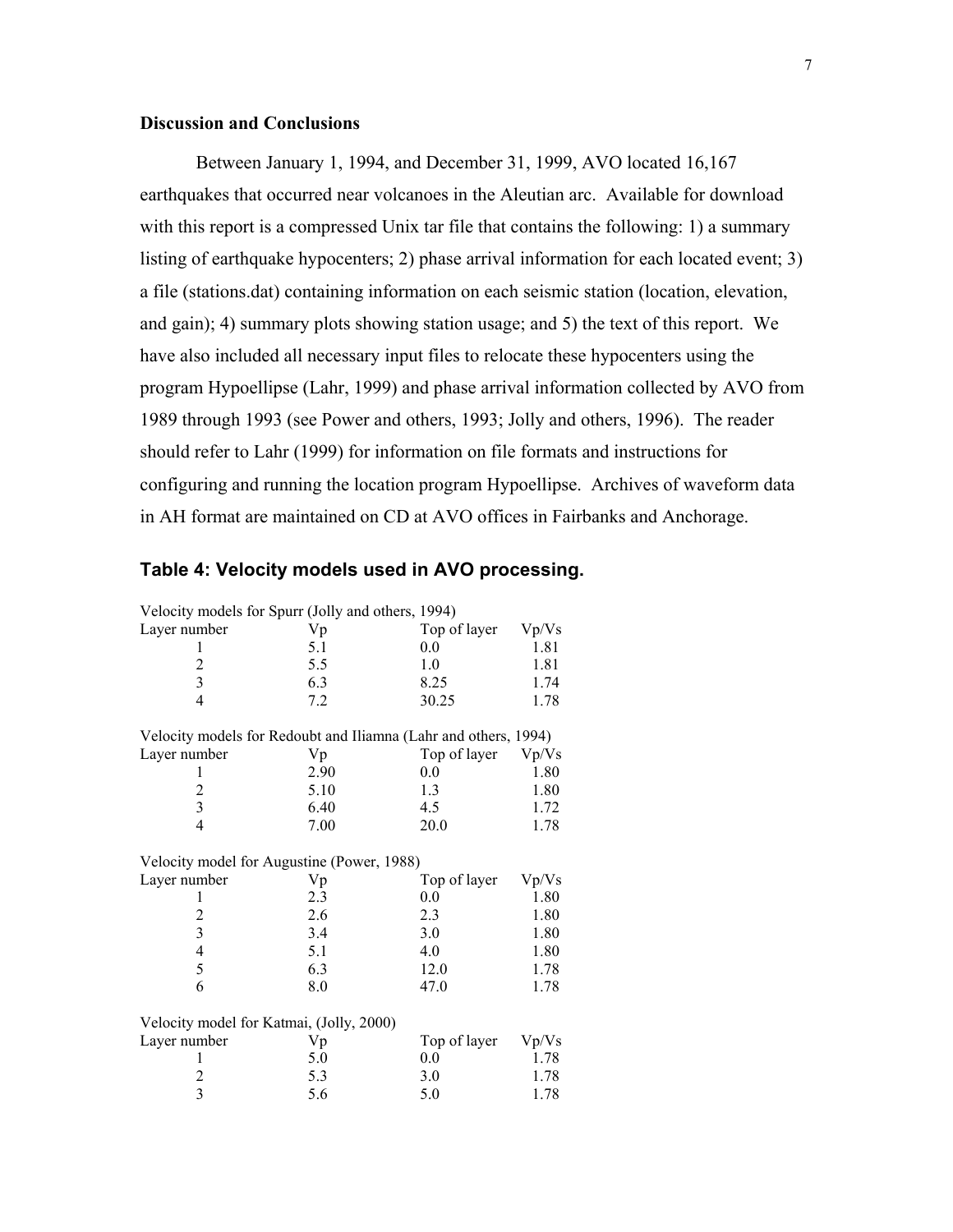### Discussion and Conclusions

Between January 1, 1994, and December 31, 1999, AVO located 16,167 earthquakes that occurred near volcanoes in the Aleutian arc. Available for download with this report is a compressed Unix tar file that contains the following: 1) a summary listing of earthquake hypocenters; 2) phase arrival information for each located event; 3) a file (stations.dat) containing information on each seismic station (location, elevation, and gain); 4) summary plots showing station usage; and 5) the text of this report. We have also included all necessary input files to relocate these hypocenters using the program Hypoellipse (Lahr, 1999) and phase arrival information collected by AVO from 1989 through 1993 (see Power and others, 1993; Jolly and others, 1996). The reader should refer to Lahr (1999) for information on file formats and instructions for configuring and running the location program Hypoellipse. Archives of waveform data in AH format are maintained on CD at AVO offices in Fairbanks and Anchorage.

### Table 4: Velocity models used in AVO processing.

Velocity models for Spurr (Jolly and others, 1994)

| Layer number | Vp | Top of layer | Vp/Vs |
|---|---|---|---|
| 1 | 5.1 | 0.0 | 1.81 |
| 2 | 5.5 | 1.0 | 1.81 |
| 3 | 6.3 | 8.25 | 1.74 |
| 4 | 7.2 | 30.25 | 1.78 |

Velocity models for Redoubt and Iliamna (Lahr and others, 1994)

| Layer number | Vp | Top of layer | Vp/Vs |
|---|---|---|---|
| 1 | 2.90 | 0.0 | 1.80 |
| 2 | 5.10 | 1.3 | 1.80 |
| 3 | 6.40 | 4.5 | 1.72 |
| 4 | 7.00 | 20.0 | 1.78 |

Velocity model for Augustine (Power, 1988)

| Layer number | Vp | Top of layer | Vp/Vs |
|---|---|---|---|
| 1 | 2.3 | 0.0 | 1.80 |
| 2 | 2.6 | 2.3 | 1.80 |
| 3 | 3.4 | 3.0 | 1.80 |
| 4 | 5.1 | 4.0 | 1.80 |
| 5 | 6.3 | 12.0 | 1.78 |
| 6 | 8.0 | 47.0 | 1.78 |

Velocity model for Katmai, (Jolly, 2000)

| Layer number | Vp | Top of layer | Vp/Vs |
|---|---|---|---|
| 1 | 5.0 | 0.0 | 1.78 |
| 2 | 5.3 | 3.0 | 1.78 |
| 3 | 5.6 | 5.0 | 1.78 |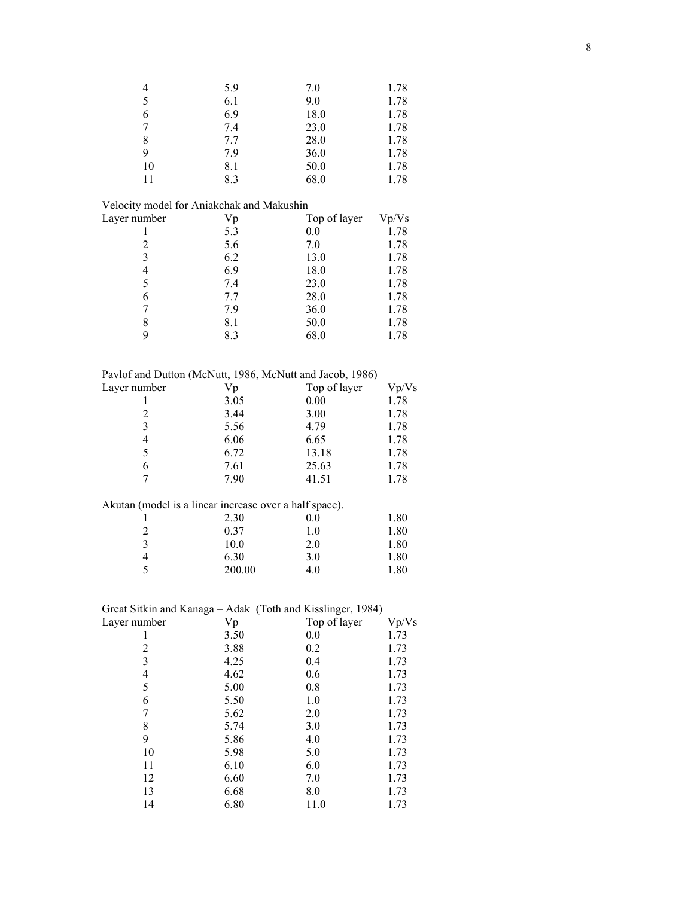| | | | |
|---|---|---|---|
| 4 | 5.9 | 7.0 | 1.78 |
| 5 | 6.1 | 9.0 | 1.78 |
| 6 | 6.9 | 18.0 | 1.78 |
| 7 | 7.4 | 23.0 | 1.78 |
| 8 | 7.7 | 28.0 | 1.78 |
| 9 | 7.9 | 36.0 | 1.78 |
| 10 | 8.1 | 50.0 | 1.78 |
| 11 | 8.3 | 68.0 | 1.78 |

Velocity model for Aniakchak and Makushin

| Layer number | Vp | Top of layer | Vp/Vs |
|---|---|---|---|
| 1 | 5.3 | 0.0 | 1.78 |
| 2 | 5.6 | 7.0 | 1.78 |
| 3 | 6.2 | 13.0 | 1.78 |
| 4 | 6.9 | 18.0 | 1.78 |
| 5 | 7.4 | 23.0 | 1.78 |
| 6 | 7.7 | 28.0 | 1.78 |
| 7 | 7.9 | 36.0 | 1.78 |
| 8 | 8.1 | 50.0 | 1.78 |
| 9 | 8.3 | 68.0 | 1.78 |

Pavlof and Dutton (McNutt, 1986, McNutt and Jacob, 1986)

| Layer number | Vp | Top of layer | Vp/Vs |
|---|---|---|---|
| 1 | 3.05 | 0.00 | 1.78 |
| 2 | 3.44 | 3.00 | 1.78 |
| 3 | 5.56 | 4.79 | 1.78 |
| 4 | 6.06 | 6.65 | 1.78 |
| 5 | 6.72 | 13.18 | 1.78 |
| 6 | 7.61 | 25.63 | 1.78 |
| 7 | 7.90 | 41.51 | 1.78 |

Akutan (model is a linear increase over a half space).

| | | | |
|---|---|---|---|
| 1 | 2.30 | 0.0 | 1.80 |
| 2 | 0.37 | 1.0 | 1.80 |
| 3 | 10.0 | 2.0 | 1.80 |
| 4 | 6.30 | 3.0 | 1.80 |
| 5 | 200.00 | 4.0 | 1.80 |

Great Sitkin and Kanaga – Adak (Toth and Kisslinger, 1984)

| Layer number | Vp | Top of layer | Vp/Vs |
|---|---|---|---|
| 1 | 3.50 | 0.0 | 1.73 |
| 2 | 3.88 | 0.2 | 1.73 |
| 3 | 4.25 | 0.4 | 1.73 |
| 4 | 4.62 | 0.6 | 1.73 |
| 5 | 5.00 | 0.8 | 1.73 |
| 6 | 5.50 | 1.0 | 1.73 |
| 7 | 5.62 | 2.0 | 1.73 |
| 8 | 5.74 | 3.0 | 1.73 |
| 9 | 5.86 | 4.0 | 1.73 |
| 10 | 5.98 | 5.0 | 1.73 |
| 11 | 6.10 | 6.0 | 1.73 |
| 12 | 6.60 | 7.0 | 1.73 |
| 13 | 6.68 | 8.0 | 1.73 |
| 14 | 6.80 | 11.0 | 1.73 |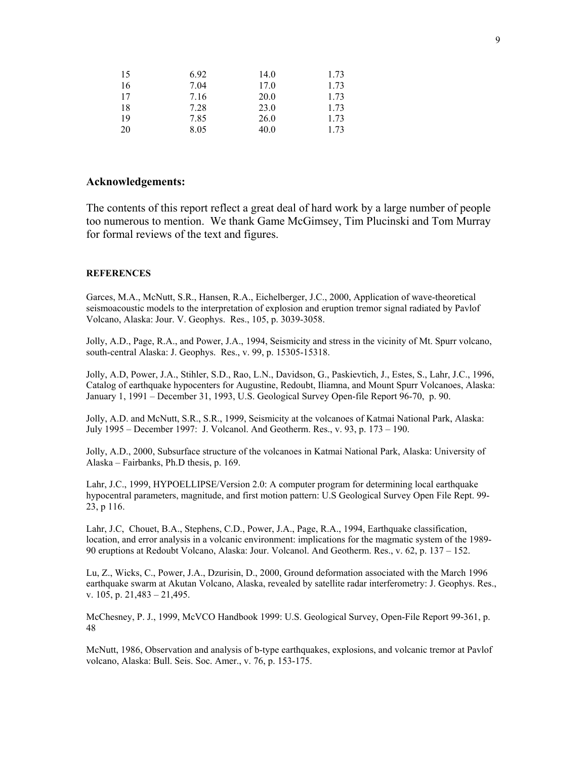| | | | |
|---|---|---|---|
| 15 | 6.92 | 14.0 | 1.73 |
| 16 | 7.04 | 17.0 | 1.73 |
| 17 | 7.16 | 20.0 | 1.73 |
| 18 | 7.28 | 23.0 | 1.73 |
| 19 | 7.85 | 26.0 | 1.73 |
| 20 | 8.05 | 40.0 | 1.73 |

### Acknowledgements:

The contents of this report reflect a great deal of hard work by a large number of people too numerous to mention. We thank Game McGimsey, Tim Plucinski and Tom Murray for formal reviews of the text and figures.

#### REFERENCES

Garces, M.A., McNutt, S.R., Hansen, R.A., Eichelberger, J.C., 2000, Application of wave-theoretical seismoacoustic models to the interpretation of explosion and eruption tremor signal radiated by Pavlof Volcano, Alaska: Jour. V. Geophys. Res., 105, p. 3039-3058.

Jolly, A.D., Page, R.A., and Power, J.A., 1994, Seismicity and stress in the vicinity of Mt. Spurr volcano, south-central Alaska: J. Geophys. Res., v. 99, p. 15305-15318.

Jolly, A.D, Power, J.A., Stihler, S.D., Rao, L.N., Davidson, G., Paskievtich, J., Estes, S., Lahr, J.C., 1996, Catalog of earthquake hypocenters for Augustine, Redoubt, Iliamna, and Mount Spurr Volcanoes, Alaska: January 1, 1991 – December 31, 1993, U.S. Geological Survey Open-file Report 96-70, p. 90.

Jolly, A.D. and McNutt, S.R., S.R., 1999, Seismicity at the volcanoes of Katmai National Park, Alaska: July 1995 – December 1997: J. Volcanol. And Geotherm. Res., v. 93, p. 173 – 190.

Jolly, A.D., 2000, Subsurface structure of the volcanoes in Katmai National Park, Alaska: University of Alaska – Fairbanks, Ph.D thesis, p. 169.

Lahr, J.C., 1999, HYPOELLIPSE/Version 2.0: A computer program for determining local earthquake hypocentral parameters, magnitude, and first motion pattern: U.S Geological Survey Open File Rept. 99-23, p 116.

Lahr, J.C, Chouet, B.A., Stephens, C.D., Power, J.A., Page, R.A., 1994, Earthquake classification, location, and error analysis in a volcanic environment: implications for the magmatic system of the 1989-90 eruptions at Redoubt Volcano, Alaska: Jour. Volcanol. And Geotherm. Res., v. 62, p. 137 – 152.

Lu, Z., Wicks, C., Power, J.A., Dzurisin, D., 2000, Ground deformation associated with the March 1996 earthquake swarm at Akutan Volcano, Alaska, revealed by satellite radar interferometry: J. Geophys. Res., v. 105, p. 21,483 – 21,495.

McChesney, P. J., 1999, McVCO Handbook 1999: U.S. Geological Survey, Open-File Report 99-361, p. 48

McNutt, 1986, Observation and analysis of b-type earthquakes, explosions, and volcanic tremor at Pavlof volcano, Alaska: Bull. Seis. Soc. Amer., v. 76, p. 153-175.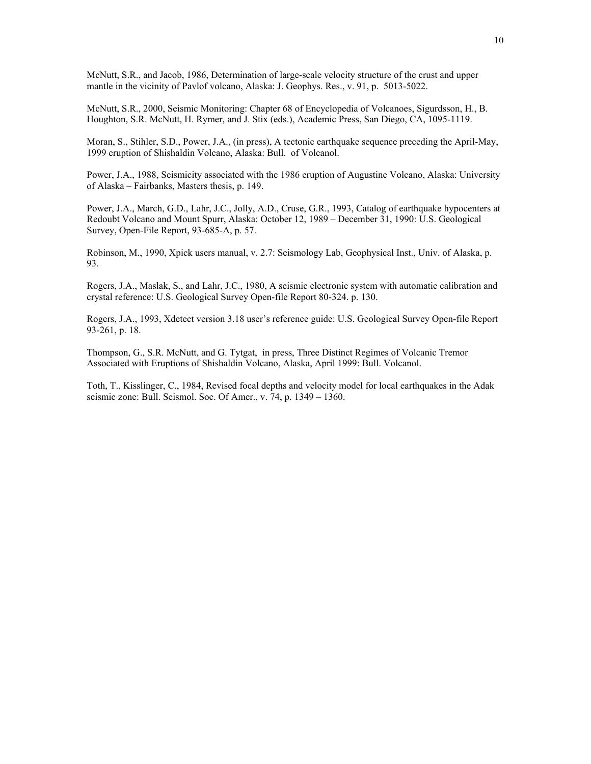McNutt, S.R., and Jacob, 1986, Determination of large-scale velocity structure of the crust and upper mantle in the vicinity of Pavlof volcano, Alaska: J. Geophys. Res., v. 91, p. 5013-5022.

McNutt, S.R., 2000, Seismic Monitoring: Chapter 68 of Encyclopedia of Volcanoes, Sigurdsson, H., B. Houghton, S.R. McNutt, H. Rymer, and J. Stix (eds.), Academic Press, San Diego, CA, 1095-1119.

Moran, S., Stihler, S.D., Power, J.A., (in press), A tectonic earthquake sequence preceding the April-May, 1999 eruption of Shishaldin Volcano, Alaska: Bull. of Volcanol.

Power, J.A., 1988, Seismicity associated with the 1986 eruption of Augustine Volcano, Alaska: University of Alaska – Fairbanks, Masters thesis, p. 149.

Power, J.A., March, G.D., Lahr, J.C., Jolly, A.D., Cruse, G.R., 1993, Catalog of earthquake hypocenters at Redoubt Volcano and Mount Spurr, Alaska: October 12, 1989 – December 31, 1990: U.S. Geological Survey, Open-File Report, 93-685-A, p. 57.

Robinson, M., 1990, Xpick users manual, v. 2.7: Seismology Lab, Geophysical Inst., Univ. of Alaska, p. 93.

Rogers, J.A., Maslak, S., and Lahr, J.C., 1980, A seismic electronic system with automatic calibration and crystal reference: U.S. Geological Survey Open-file Report 80-324. p. 130.

Rogers, J.A., 1993, Xdetect version 3.18 user's reference guide: U.S. Geological Survey Open-file Report 93-261, p. 18.

Thompson, G., S.R. McNutt, and G. Tytgat, in press, Three Distinct Regimes of Volcanic Tremor Associated with Eruptions of Shishaldin Volcano, Alaska, April 1999: Bull. Volcanol.

Toth, T., Kisslinger, C., 1984, Revised focal depths and velocity model for local earthquakes in the Adak seismic zone: Bull. Seismol. Soc. Of Amer., v. 74, p. 1349 – 1360.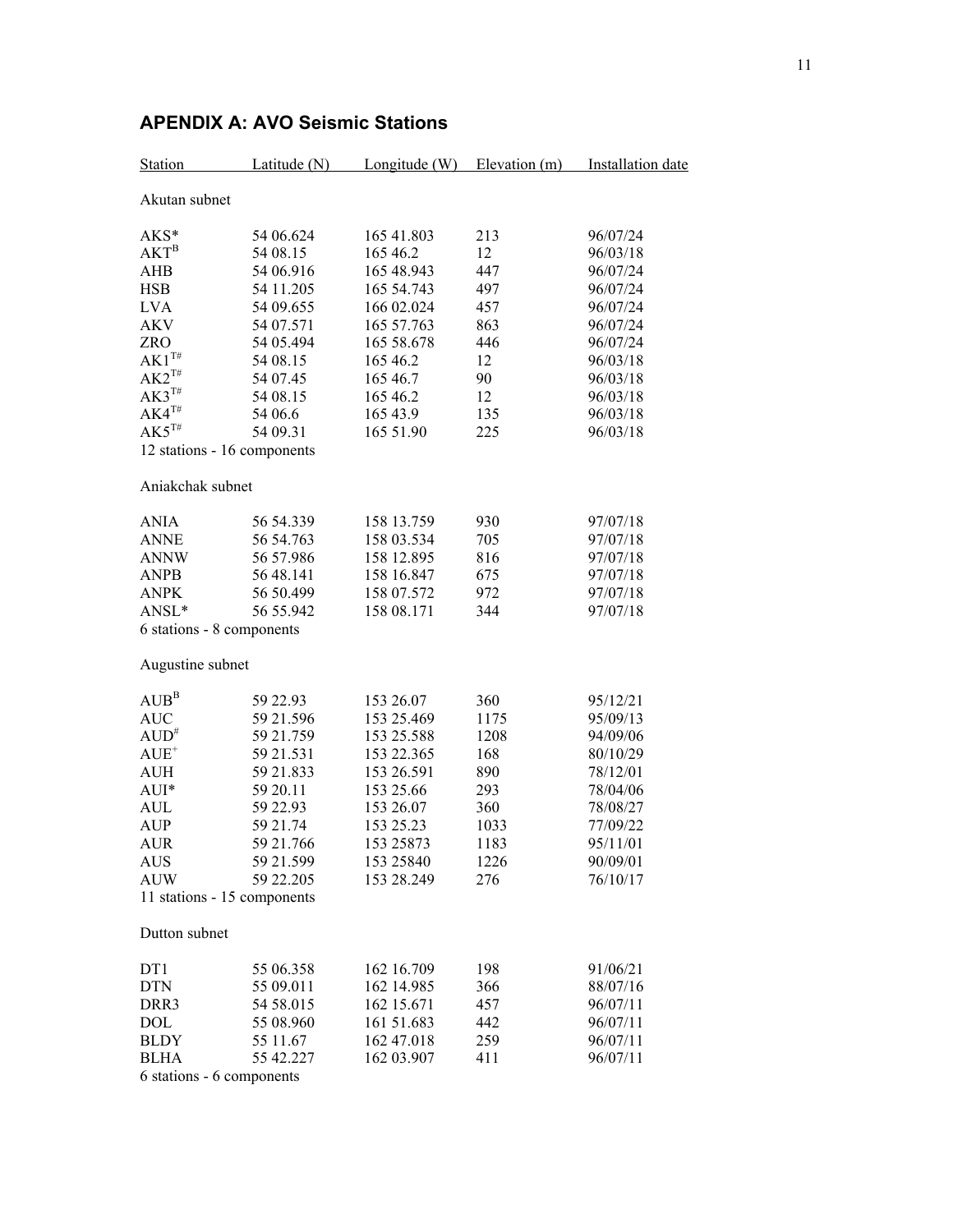## APENDIX A: AVO Seismic Stations

| Station | Latitude (N) | Longitude (W) | Elevation (m) | Installation date |
|---|---|---|---|---|
| Akutan subnet | | | | |
| AKS* | 54 06.624 | 165 41.803 | 213 | 96/07/24 |
| AKT[B] | 54 08.15 | 165 46.2 | 12 | 96/03/18 |
| AHB | 54 06.916 | 165 48.943 | 447 | 96/07/24 |
| HSB | 54 11.205 | 165 54.743 | 497 | 96/07/24 |
| LVA | 54 09.655 | 166 02.024 | 457 | 96/07/24 |
| AKV | 54 07.571 | 165 57.763 | 863 | 96/07/24 |
| ZRO | 54 05.494 | 165 58.678 | 446 | 96/07/24 |
| AK1[T#] | 54 08.15 | 165 46.2 | 12 | 96/03/18 |
| AK2[T#] | 54 07.45 | 165 46.7 | 90 | 96/03/18 |
| AK3[T#] | 54 08.15 | 165 46.2 | 12 | 96/03/18 |
| AK4[T#] | 54 06.6 | 165 43.9 | 135 | 96/03/18 |
| AK5[T#] | 54 09.31 | 165 51.90 | 225 | 96/03/18 |
| 12 stations - 16 components | | | | |
| Aniakchak subnet | | | | |
| ANIA | 56 54.339 | 158 13.759 | 930 | 97/07/18 |
| ANNE | 56 54.763 | 158 03.534 | 705 | 97/07/18 |
| ANNW | 56 57.986 | 158 12.895 | 816 | 97/07/18 |
| ANPB | 56 48.141 | 158 16.847 | 675 | 97/07/18 |
| ANPK | 56 50.499 | 158 07.572 | 972 | 97/07/18 |
| ANSL* | 56 55.942 | 158 08.171 | 344 | 97/07/18 |
| 6 stations - 8 components | | | | |
| Augustine subnet | | | | |
| AUB[B] | 59 22.93 | 153 26.07 | 360 | 95/12/21 |
| AUC | 59 21.596 | 153 25.469 | 1175 | 95/09/13 |
| AUD[#] | 59 21.759 | 153 25.588 | 1208 | 94/09/06 |
| AUE[+] | 59 21.531 | 153 22.365 | 168 | 80/10/29 |
| AUH | 59 21.833 | 153 26.591 | 890 | 78/12/01 |
| AUI* | 59 20.11 | 153 25.66 | 293 | 78/04/06 |
| AUL | 59 22.93 | 153 26.07 | 360 | 78/08/27 |
| AUP | 59 21.74 | 153 25.23 | 1033 | 77/09/22 |
| AUR | 59 21.766 | 153 25873 | 1183 | 95/11/01 |
| AUS | 59 21.599 | 153 25840 | 1226 | 90/09/01 |
| AUW | 59 22.205 | 153 28.249 | 276 | 76/10/17 |
| 11 stations - 15 components | | | | |
| Dutton subnet | | | | |
| DT1 | 55 06.358 | 162 16.709 | 198 | 91/06/21 |
| DTN | 55 09.011 | 162 14.985 | 366 | 88/07/16 |
| DRR3 | 54 58.015 | 162 15.671 | 457 | 96/07/11 |
| DOL | 55 08.960 | 161 51.683 | 442 | 96/07/11 |
| BLDY | 55 11.67 | 162 47.018 | 259 | 96/07/11 |
| BLHA | 55 42.227 | 162 03.907 | 411 | 96/07/11 |
| 6 stations - 6 components | | | | |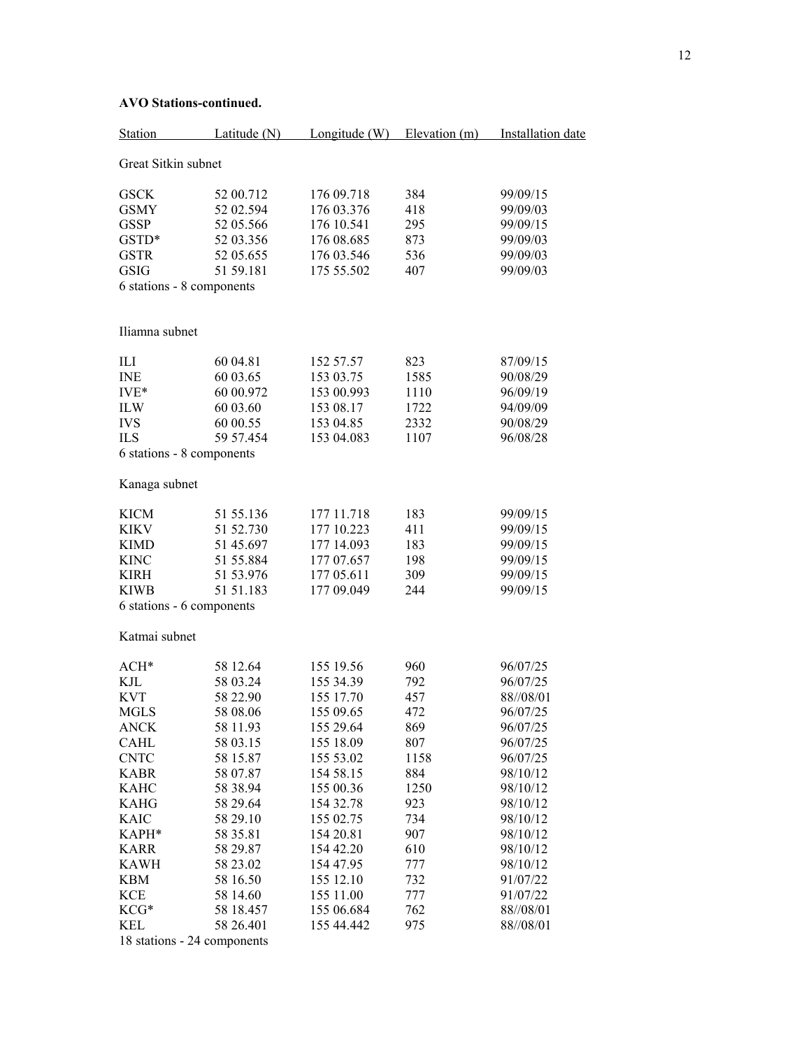**AVO Stations-continued.**

| Station | Latitude (N) | Longitude (W) | Elevation (m) | Installation date |
|---|---|---|---|---|
| Great Sitkin subnet | | | | |
| GSCK | 52 00.712 | 176 09.718 | 384 | 99/09/15 |
| GSMY | 52 02.594 | 176 03.376 | 418 | 99/09/03 |
| GSSP | 52 05.566 | 176 10.541 | 295 | 99/09/15 |
| GSTD* | 52 03.356 | 176 08.685 | 873 | 99/09/03 |
| GSTR | 52 05.655 | 176 03.546 | 536 | 99/09/03 |
| GSIG | 51 59.181 | 175 55.502 | 407 | 99/09/03 |
| 6 stations - 8 components | | | | |
| Iliamna subnet | | | | |
| ILI | 60 04.81 | 152 57.57 | 823 | 87/09/15 |
| INE | 60 03.65 | 153 03.75 | 1585 | 90/08/29 |
| IVE* | 60 00.972 | 153 00.993 | 1110 | 96/09/19 |
| ILW | 60 03.60 | 153 08.17 | 1722 | 94/09/09 |
| IVS | 60 00.55 | 153 04.85 | 2332 | 90/08/29 |
| ILS | 59 57.454 | 153 04.083 | 1107 | 96/08/28 |
| 6 stations - 8 components | | | | |
| Kanaga subnet | | | | |
| KICM | 51 55.136 | 177 11.718 | 183 | 99/09/15 |
| KIKV | 51 52.730 | 177 10.223 | 411 | 99/09/15 |
| KIMD | 51 45.697 | 177 14.093 | 183 | 99/09/15 |
| KINC | 51 55.884 | 177 07.657 | 198 | 99/09/15 |
| KIRH | 51 53.976 | 177 05.611 | 309 | 99/09/15 |
| KIWB | 51 51.183 | 177 09.049 | 244 | 99/09/15 |
| 6 stations - 6 components | | | | |
| Katmai subnet | | | | |
| ACH* | 58 12.64 | 155 19.56 | 960 | 96/07/25 |
| KJL | 58 03.24 | 155 34.39 | 792 | 96/07/25 |
| KVT | 58 22.90 | 155 17.70 | 457 | 88//08/01 |
| MGLS | 58 08.06 | 155 09.65 | 472 | 96/07/25 |
| ANCK | 58 11.93 | 155 29.64 | 869 | 96/07/25 |
| CAHL | 58 03.15 | 155 18.09 | 807 | 96/07/25 |
| CNTC | 58 15.87 | 155 53.02 | 1158 | 96/07/25 |
| KABR | 58 07.87 | 154 58.15 | 884 | 98/10/12 |
| KAHC | 58 38.94 | 155 00.36 | 1250 | 98/10/12 |
| KAHG | 58 29.64 | 154 32.78 | 923 | 98/10/12 |
| KAIC | 58 29.10 | 155 02.75 | 734 | 98/10/12 |
| KAPH* | 58 35.81 | 154 20.81 | 907 | 98/10/12 |
| KARR | 58 29.87 | 154 42.20 | 610 | 98/10/12 |
| KAWH | 58 23.02 | 154 47.95 | 777 | 98/10/12 |
| KBM | 58 16.50 | 155 12.10 | 732 | 91/07/22 |
| KCE | 58 14.60 | 155 11.00 | 777 | 91/07/22 |
| KCG* | 58 18.457 | 155 06.684 | 762 | 88//08/01 |
| KEL | 58 26.401 | 155 44.442 | 975 | 88//08/01 |
| 18 stations - 24 components | | | | |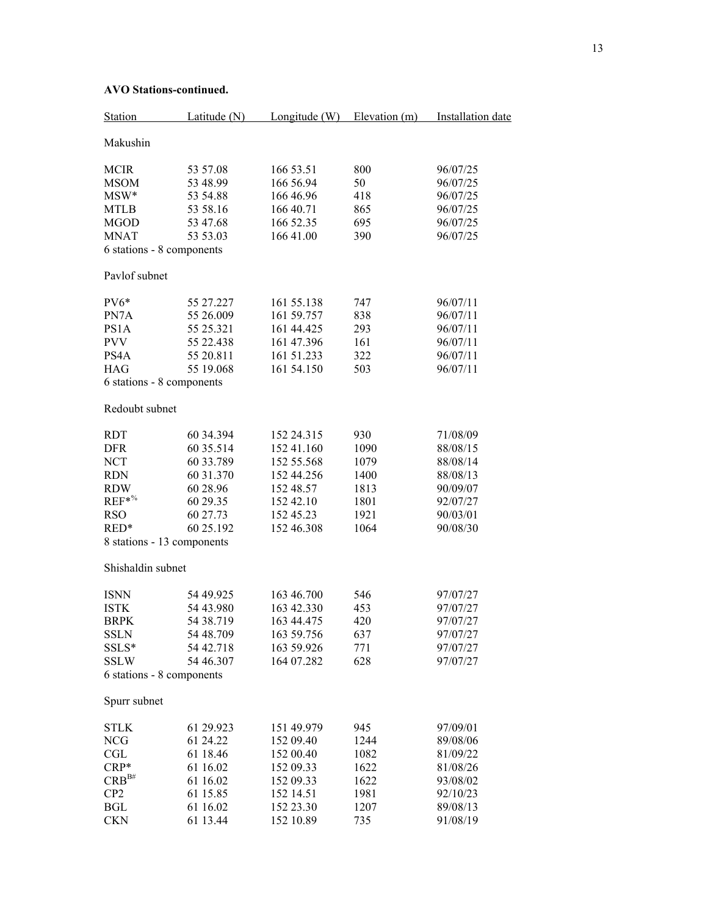**AVO Stations-continued.**

| Station | Latitude (N) | Longitude (W) | Elevation (m) | Installation date |
|---|---|---|---|---|
| Makushin | | | | |
| MCIR | 53 57.08 | 166 53.51 | 800 | 96/07/25 |
| MSOM | 53 48.99 | 166 56.94 | 50 | 96/07/25 |
| MSW* | 53 54.88 | 166 46.96 | 418 | 96/07/25 |
| MTLB | 53 58.16 | 166 40.71 | 865 | 96/07/25 |
| MGOD | 53 47.68 | 166 52.35 | 695 | 96/07/25 |
| MNAT | 53 53.03 | 166 41.00 | 390 | 96/07/25 |
| 6 stations - 8 components | | | | |
| Pavlof subnet | | | | |
| PV6* | 55 27.227 | 161 55.138 | 747 | 96/07/11 |
| PN7A | 55 26.009 | 161 59.757 | 838 | 96/07/11 |
| PS1A | 55 25.321 | 161 44.425 | 293 | 96/07/11 |
| PVV | 55 22.438 | 161 47.396 | 161 | 96/07/11 |
| PS4A | 55 20.811 | 161 51.233 | 322 | 96/07/11 |
| HAG | 55 19.068 | 161 54.150 | 503 | 96/07/11 |
| 6 stations - 8 components | | | | |
| Redoubt subnet | | | | |
| RDT | 60 34.394 | 152 24.315 | 930 | 71/08/09 |
| DFR | 60 35.514 | 152 41.160 | 1090 | 88/08/15 |
| NCT | 60 33.789 | 152 55.568 | 1079 | 88/08/14 |
| RDN | 60 31.370 | 152 44.256 | 1400 | 88/08/13 |
| RDW | 60 28.96 | 152 48.57 | 1813 | 90/09/07 |
| REF*% | 60 29.35 | 152 42.10 | 1801 | 92/07/27 |
| RSO | 60 27.73 | 152 45.23 | 1921 | 90/03/01 |
| RED* | 60 25.192 | 152 46.308 | 1064 | 90/08/30 |
| 8 stations - 13 components | | | | |
| Shishaldin subnet | | | | |
| ISNN | 54 49.925 | 163 46.700 | 546 | 97/07/27 |
| ISTK | 54 43.980 | 163 42.330 | 453 | 97/07/27 |
| BRPK | 54 38.719 | 163 44.475 | 420 | 97/07/27 |
| SSLN | 54 48.709 | 163 59.756 | 637 | 97/07/27 |
| SSLS* | 54 42.718 | 163 59.926 | 771 | 97/07/27 |
| SSLW | 54 46.307 | 164 07.282 | 628 | 97/07/27 |
| 6 stations - 8 components | | | | |
| Spurr subnet | | | | |
| STLK | 61 29.923 | 151 49.979 | 945 | 97/09/01 |
| NCG | 61 24.22 | 152 09.40 | 1244 | 89/08/06 |
| CGL | 61 18.46 | 152 00.40 | 1082 | 81/09/22 |
| CRP* | 61 16.02 | 152 09.33 | 1622 | 81/08/26 |
| CRB[B#] | 61 16.02 | 152 09.33 | 1622 | 93/08/02 |
| CP2 | 61 15.85 | 152 14.51 | 1981 | 92/10/23 |
| BGL | 61 16.02 | 152 23.30 | 1207 | 89/08/13 |
| CKN | 61 13.44 | 152 10.89 | 735 | 91/08/19 |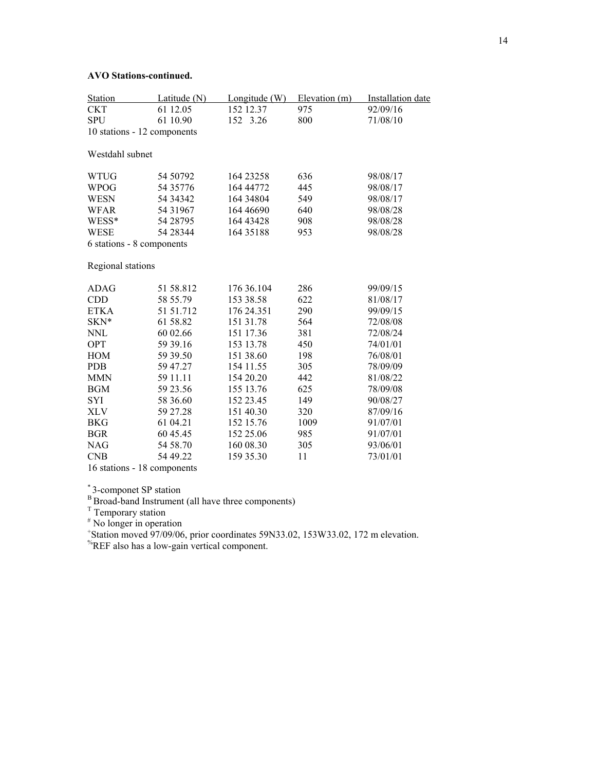**AVO Stations-continued.**

| Station | Latitude (N) | Longitude (W) | Elevation (m) | Installation date |
|---|---|---|---|---|
| CKT | 61 12.05 | 152 12.37 | 975 | 92/09/16 |
| SPU | 61 10.90 | 152 3.26 | 800 | 71/08/10 |
| 10 stations - 12 components | | | | |
| | | | | |
| Westdahl subnet | | | | |
| | | | | |
| WTUG | 54 50792 | 164 23258 | 636 | 98/08/17 |
| WPOG | 54 35776 | 164 44772 | 445 | 98/08/17 |
| WESN | 54 34342 | 164 34804 | 549 | 98/08/17 |
| WFAR | 54 31967 | 164 46690 | 640 | 98/08/28 |
| WESS* | 54 28795 | 164 43428 | 908 | 98/08/28 |
| WESE | 54 28344 | 164 35188 | 953 | 98/08/28 |
| 6 stations - 8 components | | | | |
| | | | | |
| Regional stations | | | | |
| | | | | |
| ADAG | 51 58.812 | 176 36.104 | 286 | 99/09/15 |
| CDD | 58 55.79 | 153 38.58 | 622 | 81/08/17 |
| ETKA | 51 51.712 | 176 24.351 | 290 | 99/09/15 |
| SKN* | 61 58.82 | 151 31.78 | 564 | 72/08/08 |
| NNL | 60 02.66 | 151 17.36 | 381 | 72/08/24 |
| OPT | 59 39.16 | 153 13.78 | 450 | 74/01/01 |
| HOM | 59 39.50 | 151 38.60 | 198 | 76/08/01 |
| PDB | 59 47.27 | 154 11.55 | 305 | 78/09/09 |
| MMN | 59 11.11 | 154 20.20 | 442 | 81/08/22 |
| BGM | 59 23.56 | 155 13.76 | 625 | 78/09/08 |
| SYI | 58 36.60 | 152 23.45 | 149 | 90/08/27 |
| XLV | 59 27.28 | 151 40.30 | 320 | 87/09/16 |
| BKG | 61 04.21 | 152 15.76 | 1009 | 91/07/01 |
| BGR | 60 45.45 | 152 25.06 | 985 | 91/07/01 |
| NAG | 54 58.70 | 160 08.30 | 305 | 93/06/01 |
| CNB | 54 49.22 | 159 35.30 | 11 | 73/01/01 |
| 16 stations - 18 components | | | | |

[*] 3-componet SP station

[B] Broad-band Instrument (all have three components)

[T] Temporary station

[#] No longer in operation

[+]Station moved 97/09/06, prior coordinates 59N33.02, 153W33.02, 172 m elevation.

[%]REF also has a low-gain vertical component.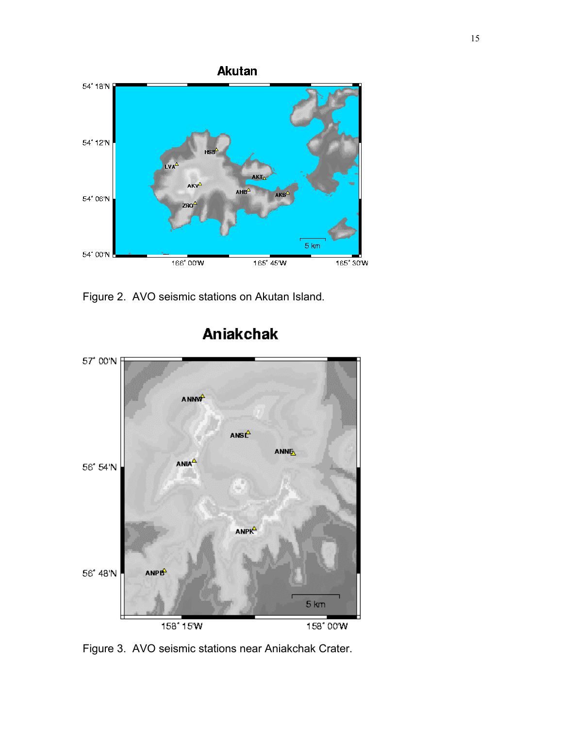Figure 2. AVO seismic stations on Akutan Island.

Figure 3. AVO seismic stations near Aniakchak Crater.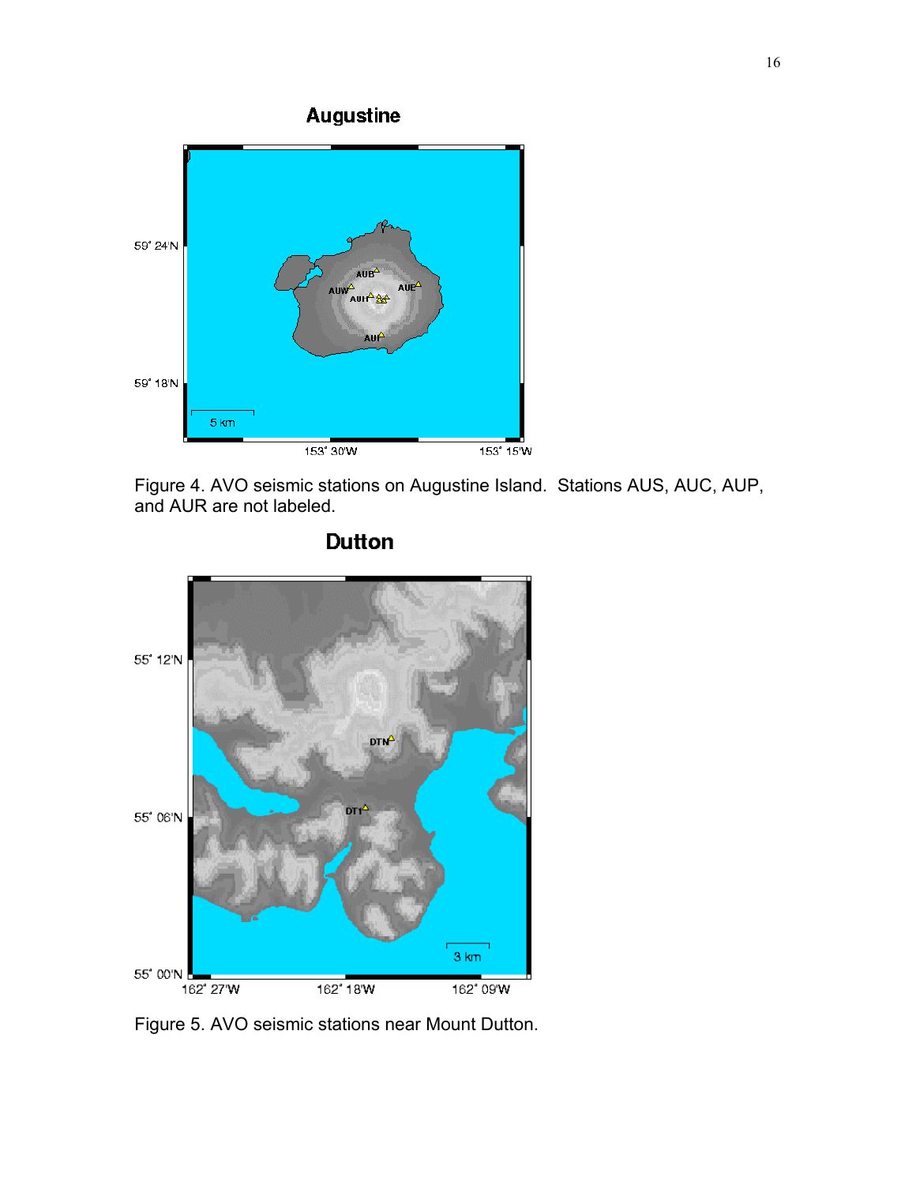Figure 4. AVO seismic stations on Augustine Island. Stations AUS, AUC, AUP, and AUR are not labeled.

Figure 5. AVO seismic stations near Mount Dutton.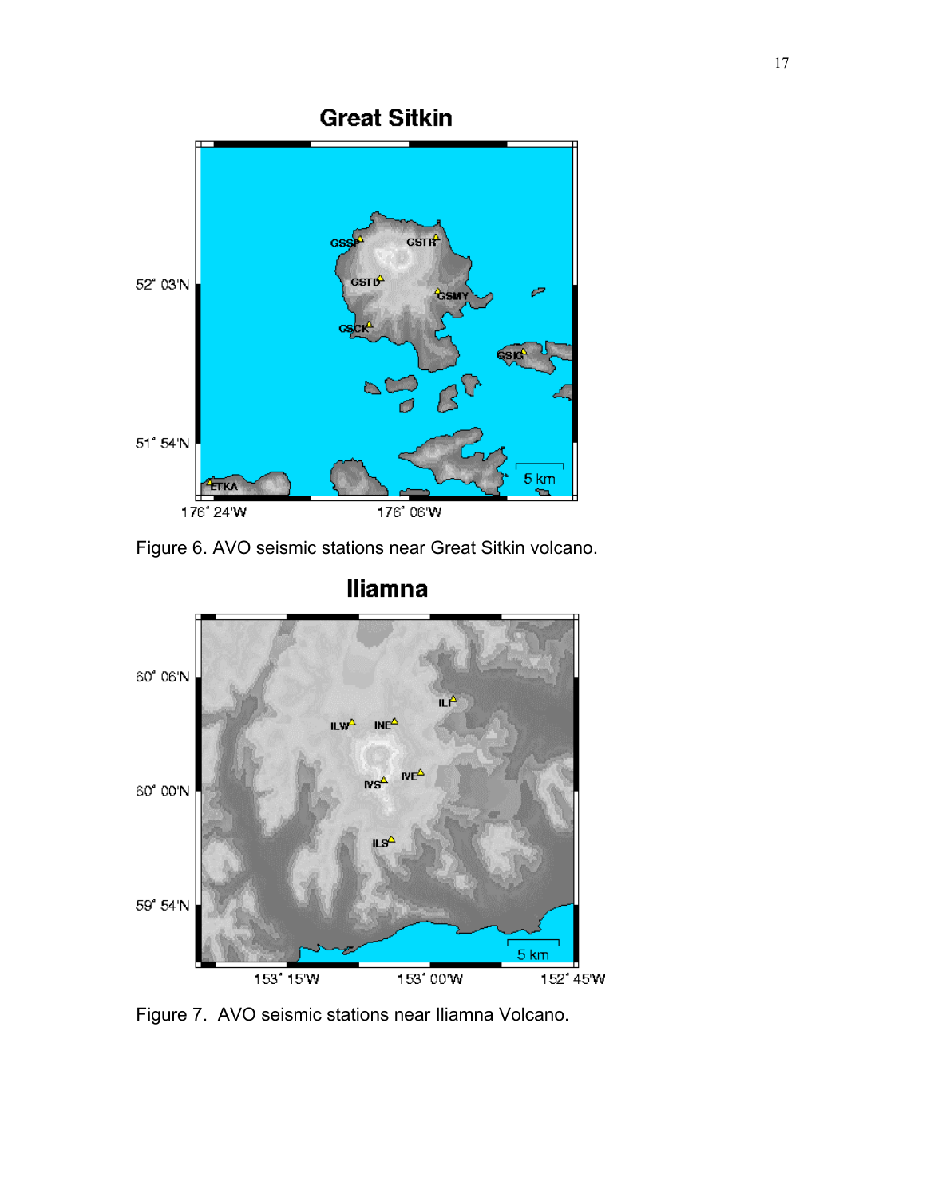Figure 6. AVO seismic stations near Great Sitkin volcano.

Figure 7. AVO seismic stations near Iliamna Volcano.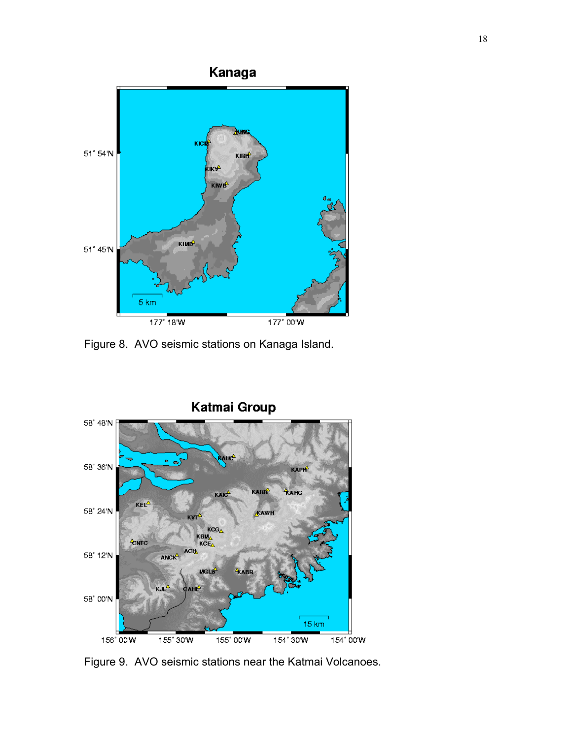Figure 8. AVO seismic stations on Kanaga Island.

Figure 9. AVO seismic stations near the Katmai Volcanoes.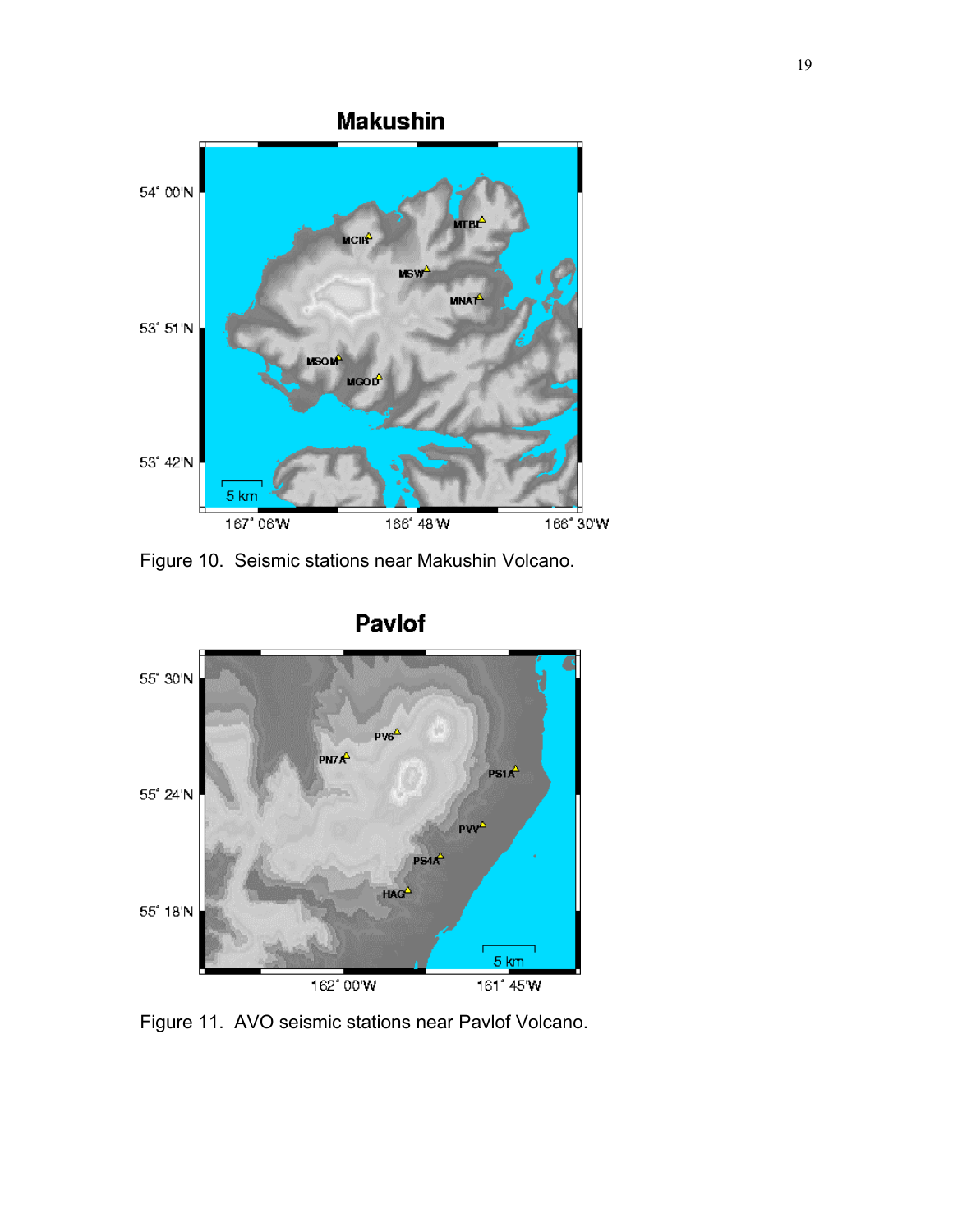Figure 10. Seismic stations near Makushin Volcano.

Figure 11. AVO seismic stations near Pavlof Volcano.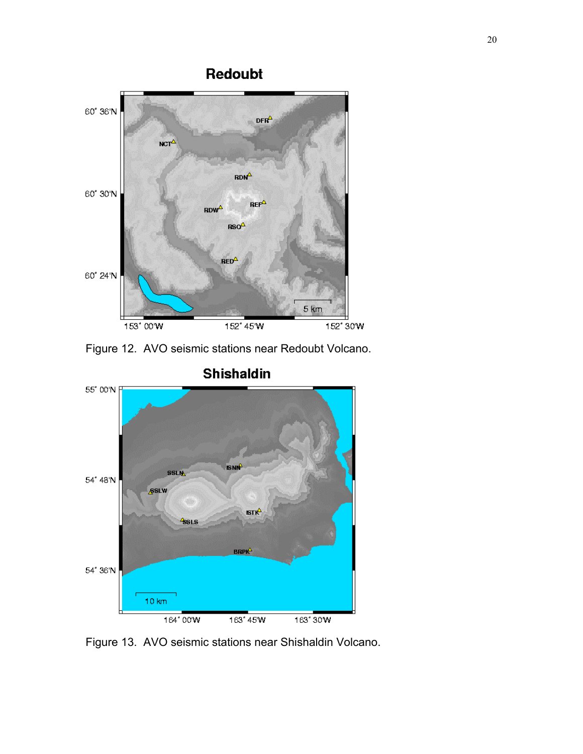Figure 12. AVO seismic stations near Redoubt Volcano.

Figure 13. AVO seismic stations near Shishaldin Volcano.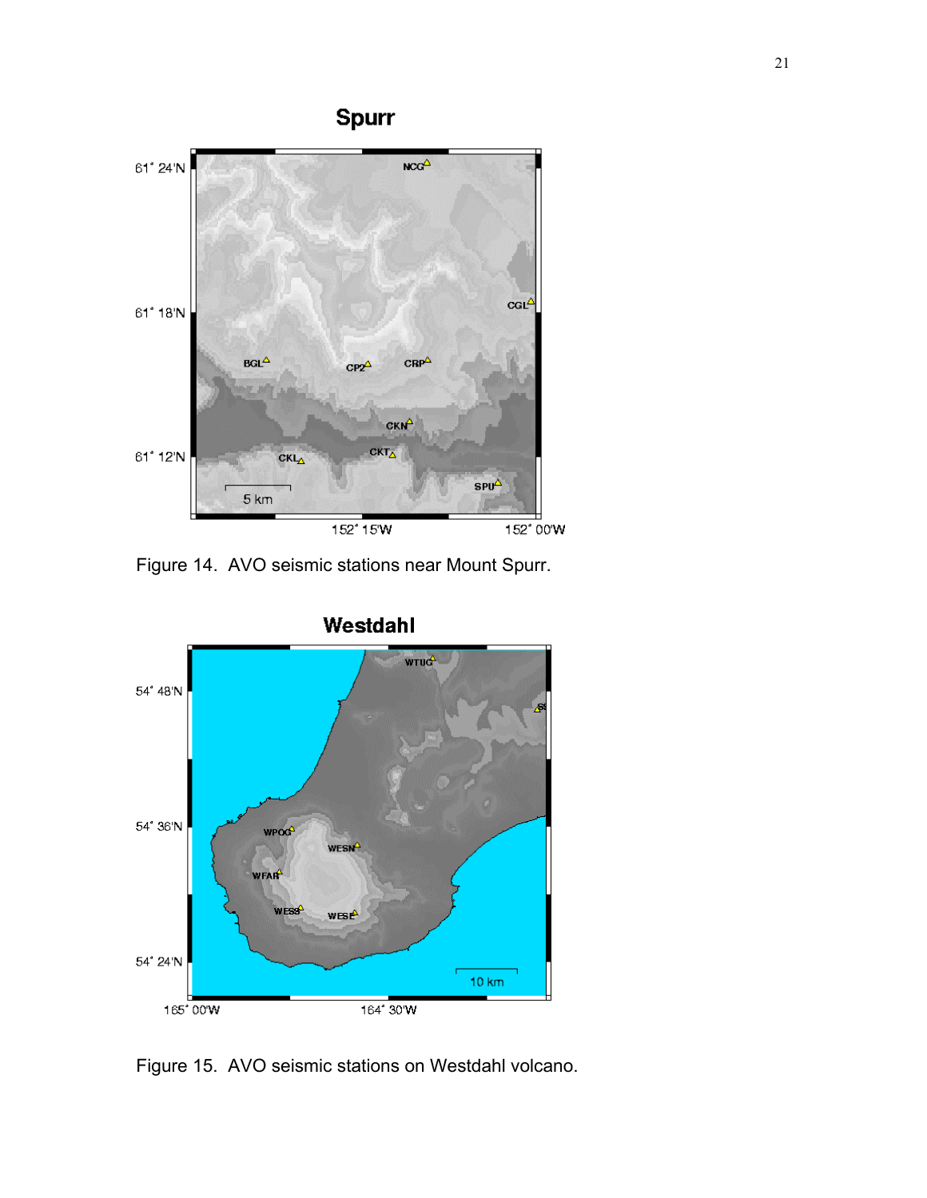Figure 14.  AVO seismic stations near Mount Spurr.

Figure 15.  AVO seismic stations on Westdahl volcano.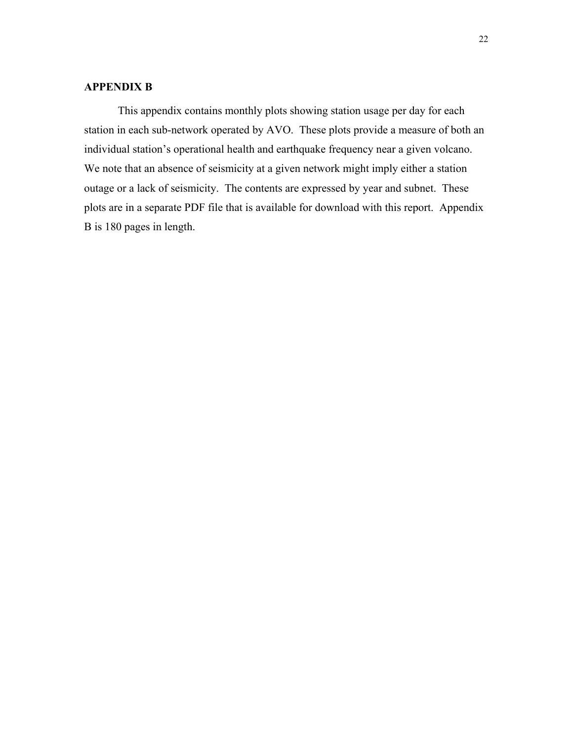## APPENDIX B

This appendix contains monthly plots showing station usage per day for each station in each sub-network operated by AVO. These plots provide a measure of both an individual station's operational health and earthquake frequency near a given volcano. We note that an absence of seismicity at a given network might imply either a station outage or a lack of seismicity. The contents are expressed by year and subnet. These plots are in a separate PDF file that is available for download with this report. Appendix B is 180 pages in length.